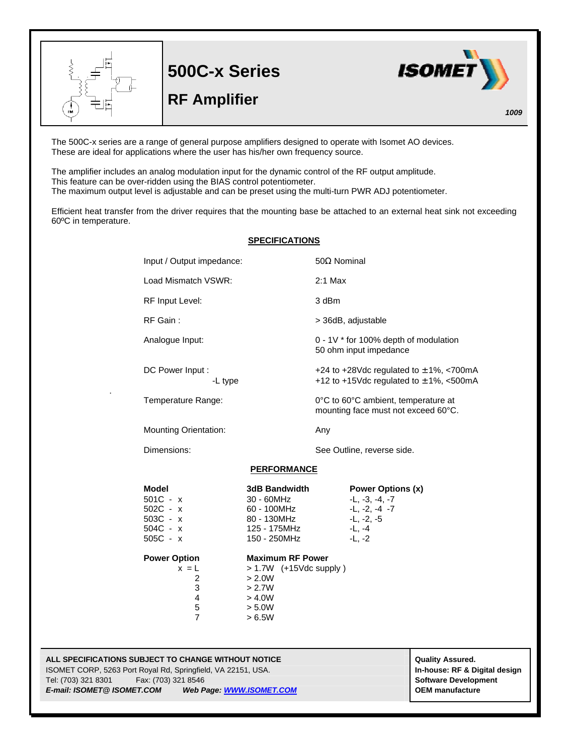# 500C-x Series

## RF Amplifier

ISOMET

*1009*

The 500C-x series are a range of general purpose amplifiers designed to operate with Isomet AO devices. These are ideal for applications where the user has his/her own frequency source.

The amplifier includes an analog modulation input for the dynamic control of the RF output amplitude. This feature can be over-ridden using the BIAS control potentiometer. The maximum output level is adjustable and can be preset using the multi-turn PWR ADJ potentiometer.

Efficient heat transfer from the driver requires that the mounting base be attached to an external heat sink not exceeding 60ºC in temperature.

## SPECIFICATIONS

| | |
|---|---|
| Input / Output impedance: | 50Ω Nominal |
| Load Mismatch VSWR: | 2:1 Max |
| RF Input Level: | 3 dBm |
| RF Gain : | > 36dB, adjustable |
| Analogue Input: | 0 - 1V * for 100% depth of modulation<br>50 ohm input impedance |
| DC Power Input : | +24 to +28Vdc regulated to ±1%, <700mA |
| -L type | +12 to +15Vdc regulated to ±1%, <500mA |
| Temperature Range: | 0°C to 60°C ambient, temperature at mounting face must not exceed 60°C. |
| Mounting Orientation: | Any |
| Dimensions: | See Outline, reverse side. |

## PERFORMANCE

| Model | 3dB Bandwidth | Power Options (x) |
|---|---|---|
| 501C - x | 30 - 60MHz | -L, -3, -4, -7 |
| 502C - x | 60 - 100MHz | -L, -2, -4 -7 |
| 503C - x | 80 - 130MHz | -L, -2, -5 |
| 504C - x | 125 - 175MHz | -L, -4 |
| 505C - x | 150 - 250MHz | -L, -2 |

| Power Option | Maximum RF Power |
|---|---|
| x = L | > 1.7W (+15Vdc supply ) |
| 2 | > 2.0W |
| 3 | > 2.7W |
| 4 | > 4.0W |
| 5 | > 5.0W |
| 7 | > 6.5W |

**ALL SPECIFICATIONS SUBJECT TO CHANGE WITHOUT NOTICE**
ISOMET CORP, 5263 Port Royal Rd, Springfield, VA 22151, USA.
Tel: (703) 321 8301 Fax: (703) 321 8546
***E-mail: ISOMET@ ISOMET.COM*** ***Web Page: WWW.ISOMET.COM***

**Quality Assured.**
**In-house: RF & Digital design**
**Software Development**
**OEM manufacture**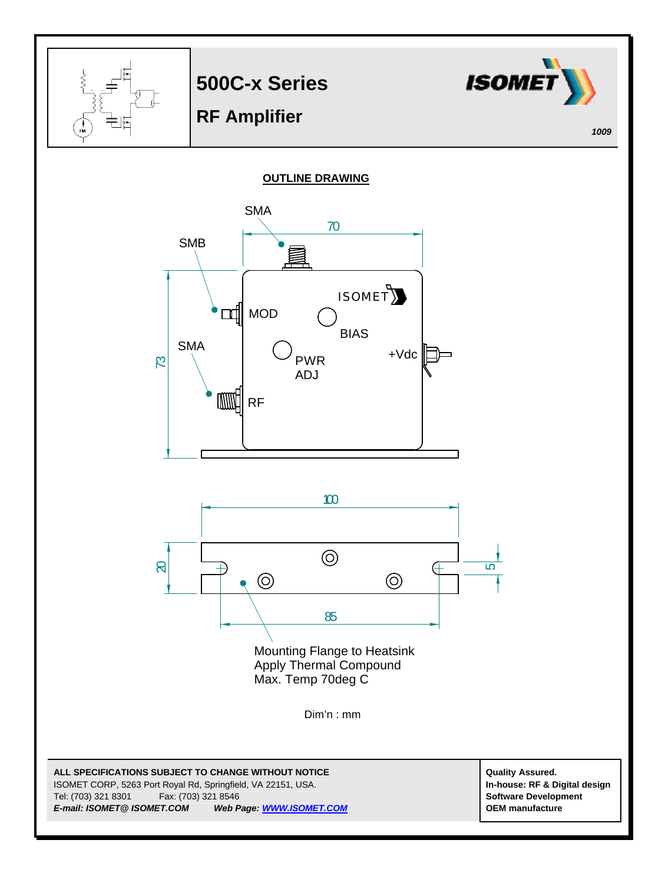# 500C-x Series

## RF Amplifier

1009

### OUTLINE DRAWING

SMA

70

SMB

ISOMET

MOD

BIAS

SMA

73

PWR
ADJ

+Vdc

RF

100

20

5

85

Mounting Flange to Heatsink
Apply Thermal Compound
Max. Temp 70deg C

Dim'n : mm

**ALL SPECIFICATIONS SUBJECT TO CHANGE WITHOUT NOTICE**
ISOMET CORP, 5263 Port Royal Rd, Springfield, VA 22151, USA.
Tel: (703) 321 8301 Fax: (703) 321 8546
***E-mail: ISOMET@ ISOMET.COM Web Page: WWW.ISOMET.COM***

**Quality Assured.**
**In-house: RF & Digital design**
**Software Development**
**OEM manufacture**